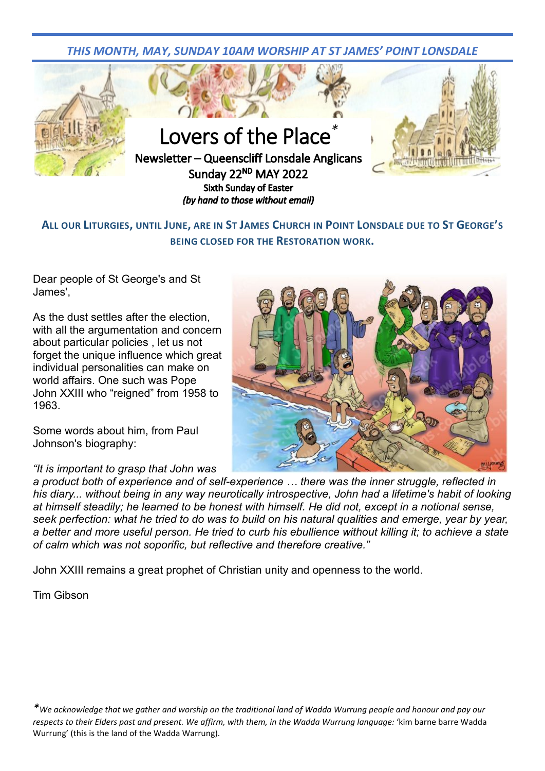*THIS MONTH, MAY, SUNDAY 10AM WORSHIP AT ST JAMES' POINT LONSDALE*

# Lovers of the Place*

**Newsletter – Queenscliff Lonsdale Anglicans**

**Sunday 22ND MAY 2022**

**Sixth Sunday of Easter**

***(by hand to those without email)***

**ALL OUR LITURGIES, UNTIL JUNE, ARE IN ST JAMES CHURCH IN POINT LONSDALE DUE TO ST GEORGE'S BEING CLOSED FOR THE RESTORATION WORK.**

Dear people of St George's and St James',

As the dust settles after the election, with all the argumentation and concern about particular policies , let us not forget the unique influence which great individual personalities can make on world affairs. One such was Pope John XXIII who "reigned" from 1958 to 1963.

Some words about him, from Paul Johnson's biography:

*"It is important to grasp that John was a product both of experience and of self-experience … there was the inner struggle, reflected in his diary... without being in any way neurotically introspective, John had a lifetime's habit of looking at himself steadily; he learned to be honest with himself. He did not, except in a notional sense, seek perfection: what he tried to do was to build on his natural qualities and emerge, year by year, a better and more useful person. He tried to curb his ebullience without killing it; to achieve a state of calm which was not soporific, but reflective and therefore creative."*

John XXIII remains a great prophet of Christian unity and openness to the world.

Tim Gibson

**\****We acknowledge that we gather and worship on the traditional land of Wadda Wurrung people and honour and pay our respects to their Elders past and present. We affirm, with them, in the Wadda Wurrung language:* 'kim barne barre Wadda Wurrung' (this is the land of the Wadda Warrung).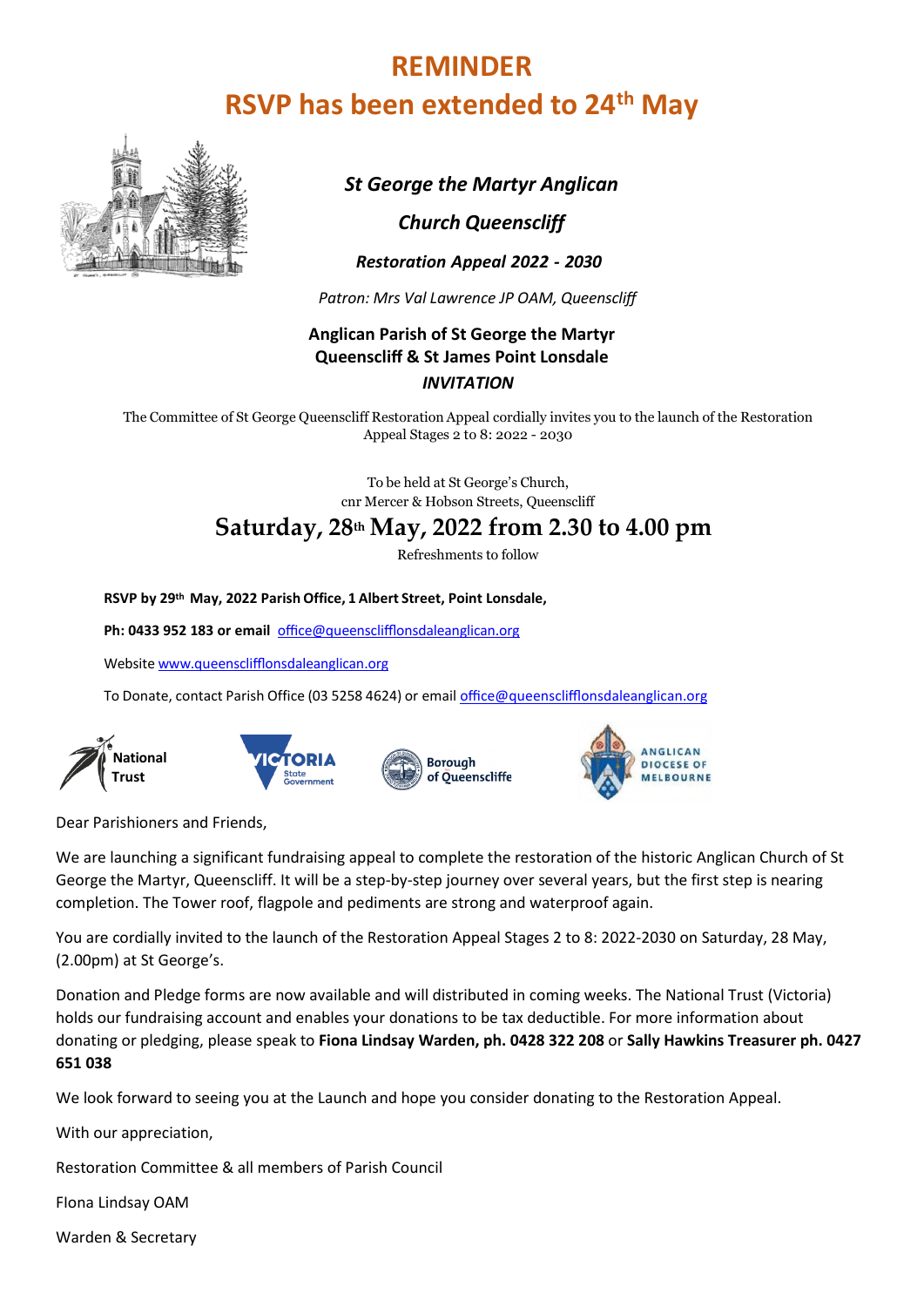# REMINDER
# RSVP has been extended to 24th May

***St George the Martyr Anglican***

***Church Queenscliff***

***Restoration Appeal 2022 - 2030***

*Patron: Mrs Val Lawrence JP OAM, Queenscliff*

**Anglican Parish of St George the Martyr**
**Queenscliff & St James Point Lonsdale**
***INVITATION***

The Committee of St George Queenscliff Restoration Appeal cordially invites you to the launch of the Restoration Appeal Stages 2 to 8: 2022 - 2030

To be held at St George's Church,
cnr Mercer & Hobson Streets, Queenscliff

## Saturday, 28th May, 2022 from 2.30 to 4.00 pm

Refreshments to follow

**RSVP by 29th May, 2022 Parish Office, 1 Albert Street, Point Lonsdale,**

**Ph: 0433 952 183 or email** office@queensclifflonsdaleanglican.org

Website www.queensclifflonsdaleanglican.org

To Donate, contact Parish Office (03 5258 4624) or email office@queensclifflonsdaleanglican.org

National Trust | Victoria State Government | Borough of Queenscliffe | Anglican Diocese of Melbourne

Dear Parishioners and Friends,

We are launching a significant fundraising appeal to complete the restoration of the historic Anglican Church of St George the Martyr, Queenscliff. It will be a step-by-step journey over several years, but the first step is nearing completion. The Tower roof, flagpole and pediments are strong and waterproof again.

You are cordially invited to the launch of the Restoration Appeal Stages 2 to 8: 2022-2030 on Saturday, 28 May, (2.00pm) at St George's.

Donation and Pledge forms are now available and will distributed in coming weeks. The National Trust (Victoria) holds our fundraising account and enables your donations to be tax deductible. For more information about donating or pledging, please speak to **Fiona Lindsay Warden, ph. 0428 322 208** or **Sally Hawkins Treasurer ph. 0427 651 038**

We look forward to seeing you at the Launch and hope you consider donating to the Restoration Appeal.

With our appreciation,

Restoration Committee & all members of Parish Council

FIona Lindsay OAM

Warden & Secretary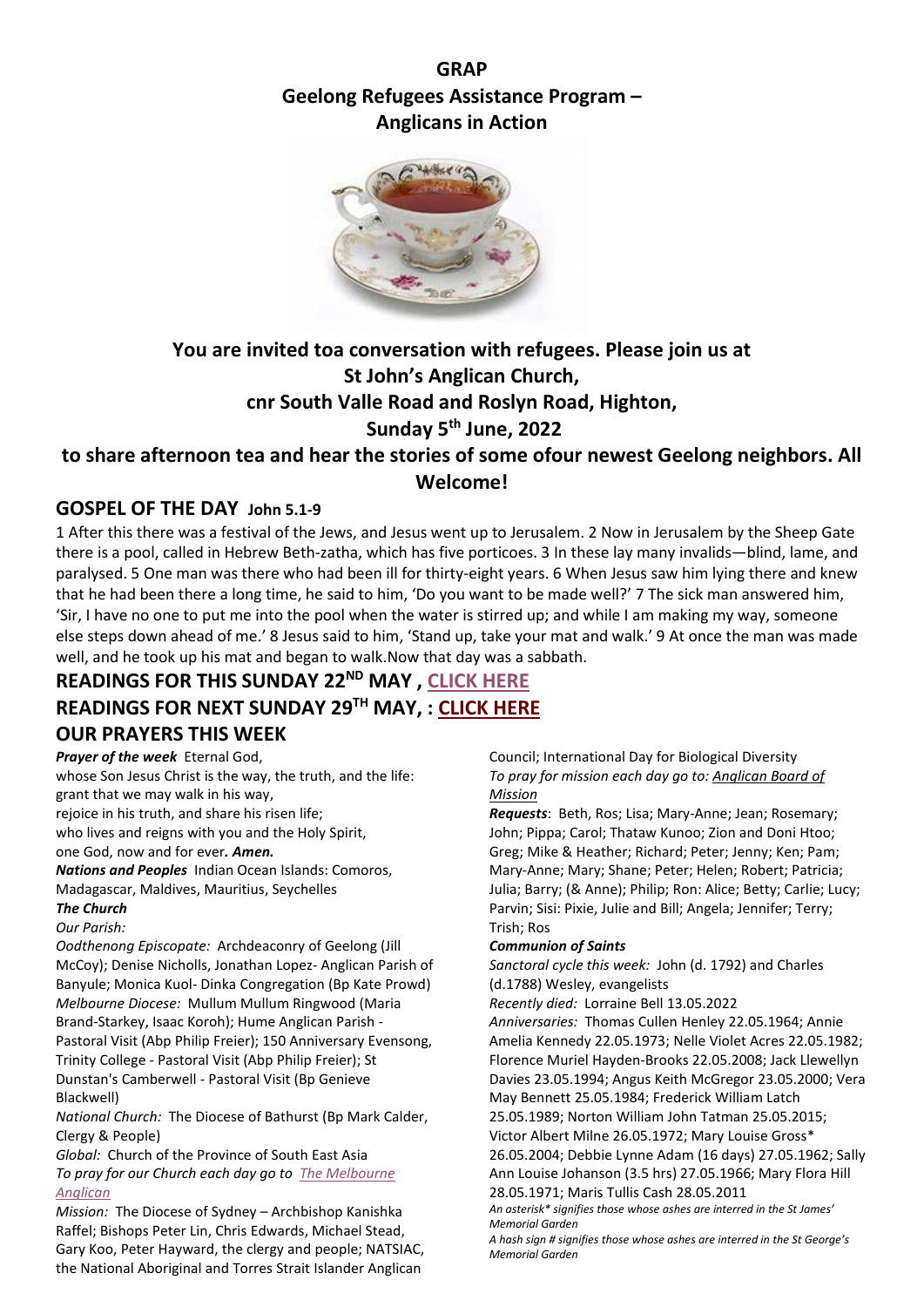# GRAP
# Geelong Refugees Assistance Program – Anglicans in Action

## You are invited toa conversation with refugees. Please join us at St John's Anglican Church, cnr South Valle Road and Roslyn Road, Highton, Sunday 5th June, 2022

## to share afternoon tea and hear the stories of some ofour newest Geelong neighbors. All Welcome!

## GOSPEL OF THE DAY John 5.1-9

1 After this there was a festival of the Jews, and Jesus went up to Jerusalem. 2 Now in Jerusalem by the Sheep Gate there is a pool, called in Hebrew Beth-zatha, which has five porticoes. 3 In these lay many invalids—blind, lame, and paralysed. 5 One man was there who had been ill for thirty-eight years. 6 When Jesus saw him lying there and knew that he had been there a long time, he said to him, 'Do you want to be made well?' 7 The sick man answered him, 'Sir, I have no one to put me into the pool when the water is stirred up; and while I am making my way, someone else steps down ahead of me.' 8 Jesus said to him, 'Stand up, take your mat and walk.' 9 At once the man was made well, and he took up his mat and began to walk.Now that day was a sabbath.

## READINGS FOR THIS SUNDAY 22ND MAY , CLICK HERE

## READINGS FOR NEXT SUNDAY 29TH MAY, : CLICK HERE

## OUR PRAYERS THIS WEEK

***Prayer of the week*** Eternal God,
whose Son Jesus Christ is the way, the truth, and the life:
grant that we may walk in his way,
rejoice in his truth, and share his risen life;
who lives and reigns with you and the Holy Spirit,
one God, now and for ever*. **Amen.***

***Nations and Peoples*** Indian Ocean Islands: Comoros, Madagascar, Maldives, Mauritius, Seychelles

***The Church***

*Our Parish:*

*Oodthenong Episcopate:* Archdeaconry of Geelong (Jill McCoy); Denise Nicholls, Jonathan Lopez- Anglican Parish of Banyule; Monica Kuol- Dinka Congregation (Bp Kate Prowd)

*Melbourne Diocese:* Mullum Mullum Ringwood (Maria Brand-Starkey, Isaac Koroh); Hume Anglican Parish - Pastoral Visit (Abp Philip Freier); 150 Anniversary Evensong, Trinity College - Pastoral Visit (Abp Philip Freier); St Dunstan's Camberwell - Pastoral Visit (Bp Genieve Blackwell)

*National Church:* The Diocese of Bathurst (Bp Mark Calder, Clergy & People)

*Global:* Church of the Province of South East Asia

*To pray for our Church each day go to The Melbourne Anglican*

*Mission:* The Diocese of Sydney – Archbishop Kanishka Raffel; Bishops Peter Lin, Chris Edwards, Michael Stead, Gary Koo, Peter Hayward, the clergy and people; NATSIAC, the National Aboriginal and Torres Strait Islander Anglican Council; International Day for Biological Diversity

*To pray for mission each day go to: Anglican Board of Mission*

***Requests***: Beth, Ros; Lisa; Mary-Anne; Jean; Rosemary; John; Pippa; Carol; Thataw Kunoo; Zion and Doni Htoo; Greg; Mike & Heather; Richard; Peter; Jenny; Ken; Pam; Mary-Anne; Mary; Shane; Peter; Helen; Robert; Patricia; Julia; Barry; (& Anne); Philip; Ron: Alice; Betty; Carlie; Lucy; Parvin; Sisi: Pixie, Julie and Bill; Angela; Jennifer; Terry; Trish; Ros

***Communion of Saints***

*Sanctoral cycle this week:* John (d. 1792) and Charles (d.1788) Wesley, evangelists

*Recently died:* Lorraine Bell 13.05.2022

*Anniversaries:* Thomas Cullen Henley 22.05.1964; Annie Amelia Kennedy 22.05.1973; Nelle Violet Acres 22.05.1982; Florence Muriel Hayden-Brooks 22.05.2008; Jack Llewellyn Davies 23.05.1994; Angus Keith McGregor 23.05.2000; Vera May Bennett 25.05.1984; Frederick William Latch 25.05.1989; Norton William John Tatman 25.05.2015; Victor Albert Milne 26.05.1972; Mary Louise Gross* 26.05.2004; Debbie Lynne Adam (16 days) 27.05.1962; Sally Ann Louise Johanson (3.5 hrs) 27.05.1966; Mary Flora Hill 28.05.1971; Maris Tullis Cash 28.05.2011

*An asterisk* signifies those whose ashes are interred in the St James' Memorial Garden*

*A hash sign # signifies those whose ashes are interred in the St George's Memorial Garden*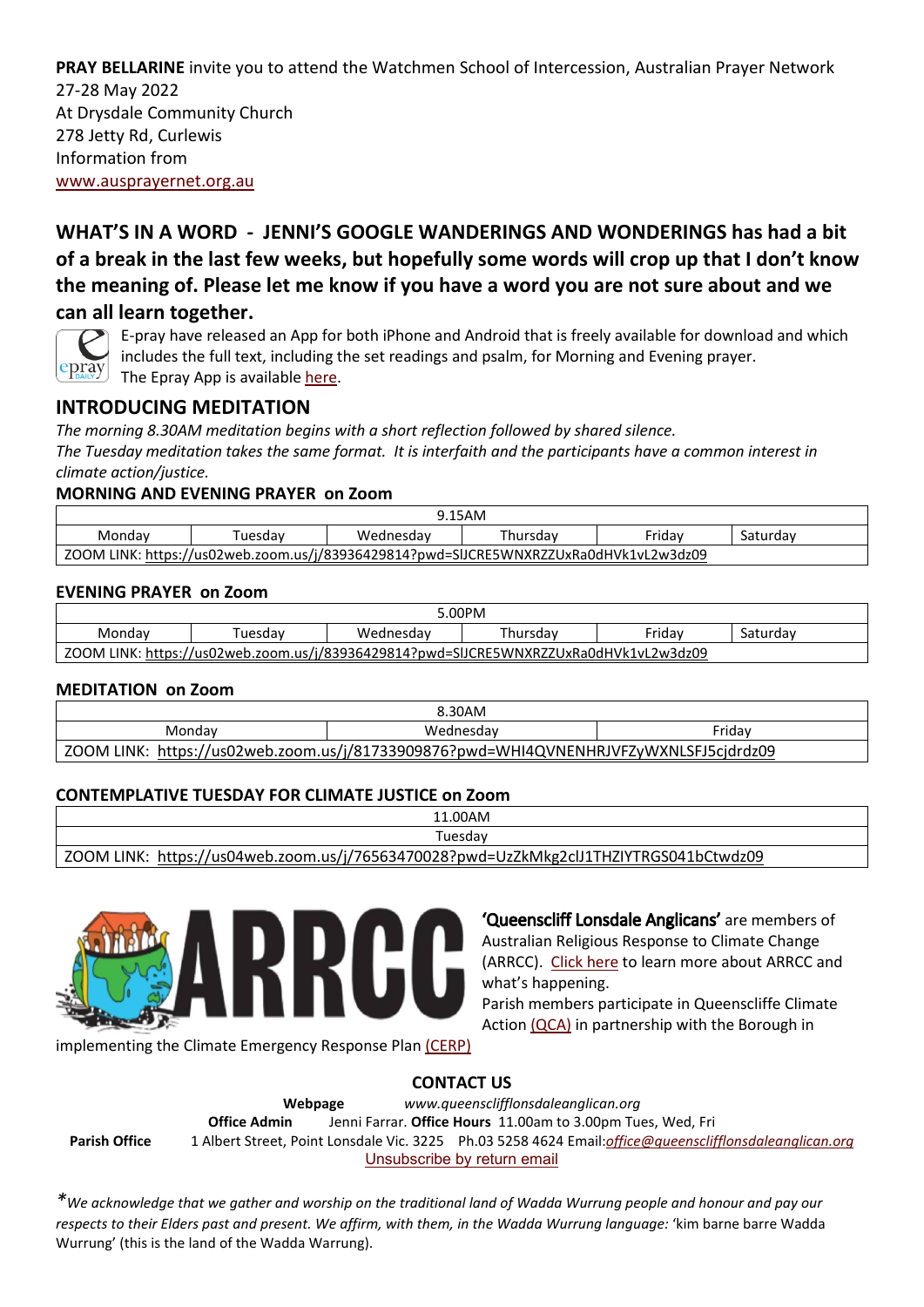**PRAY BELLARINE** invite you to attend the Watchmen School of Intercession, Australian Prayer Network
27-28 May 2022
At Drysdale Community Church
278 Jetty Rd, Curlewis
Information from
www.ausprayernet.org.au

## WHAT'S IN A WORD - JENNI'S GOOGLE WANDERINGS AND WONDERINGS has had a bit of a break in the last few weeks, but hopefully some words will crop up that I don't know the meaning of. Please let me know if you have a word you are not sure about and we can all learn together.

E-pray have released an App for both iPhone and Android that is freely available for download and which includes the full text, including the set readings and psalm, for Morning and Evening prayer.
The Epray App is available here.

## INTRODUCING MEDITATION

*The morning 8.30AM meditation begins with a short reflection followed by shared silence.*
*The Tuesday meditation takes the same format. It is interfaith and the participants have a common interest in climate action/justice.*

### MORNING AND EVENING PRAYER on Zoom

| 9.15AM | | | | | |
|---|---|---|---|---|---|
| Monday | Tuesday | Wednesday | Thursday | Friday | Saturday |
| ZOOM LINK: https://us02web.zoom.us/j/83936429814?pwd=SlJCRE5WNXRZZUxRa0dHVk1vL2w3dz09 | | | | | |

### EVENING PRAYER on Zoom

| 5.00PM | | | | | |
|---|---|---|---|---|---|
| Monday | Tuesday | Wednesday | Thursday | Friday | Saturday |
| ZOOM LINK: https://us02web.zoom.us/j/83936429814?pwd=SlJCRE5WNXRZZUxRa0dHVk1vL2w3dz09 | | | | | |

### MEDITATION on Zoom

| 8.30AM | | |
|---|---|---|
| Monday | Wednesday | Friday |
| ZOOM LINK: https://us02web.zoom.us/j/81733909876?pwd=WHI4QVNENHRJVFZyWXNLSFJ5cjdrdz09 | | |

### CONTEMPLATIVE TUESDAY FOR CLIMATE JUSTICE on Zoom

| 11.00AM |
|---|
| Tuesday |
| ZOOM LINK: https://us04web.zoom.us/j/76563470028?pwd=UzZkMkg2clJ1THZIYTRGS041bCtwdz09 |

**'Queenscliff Lonsdale Anglicans'** are members of Australian Religious Response to Climate Change (ARRCC). Click here to learn more about ARRCC and what's happening.
Parish members participate in Queenscliffe Climate Action (QCA) in partnership with the Borough in implementing the Climate Emergency Response Plan (CERP)

### CONTACT US

**Webpage** *www.queensclifflonsdaleanglican.org*
**Office Admin** Jenni Farrar. **Office Hours** 11.00am to 3.00pm Tues, Wed, Fri
**Parish Office** 1 Albert Street, Point Lonsdale Vic. 3225 Ph.03 5258 4624 Email:*office@queenscliffonsdaleanglican.org*
Unsubscribe by return email

\**We acknowledge that we gather and worship on the traditional land of Wadda Wurrung people and honour and pay our respects to their Elders past and present. We affirm, with them, in the Wadda Wurrung language:* 'kim barne barre Wadda Wurrung' (this is the land of the Wadda Warrung).